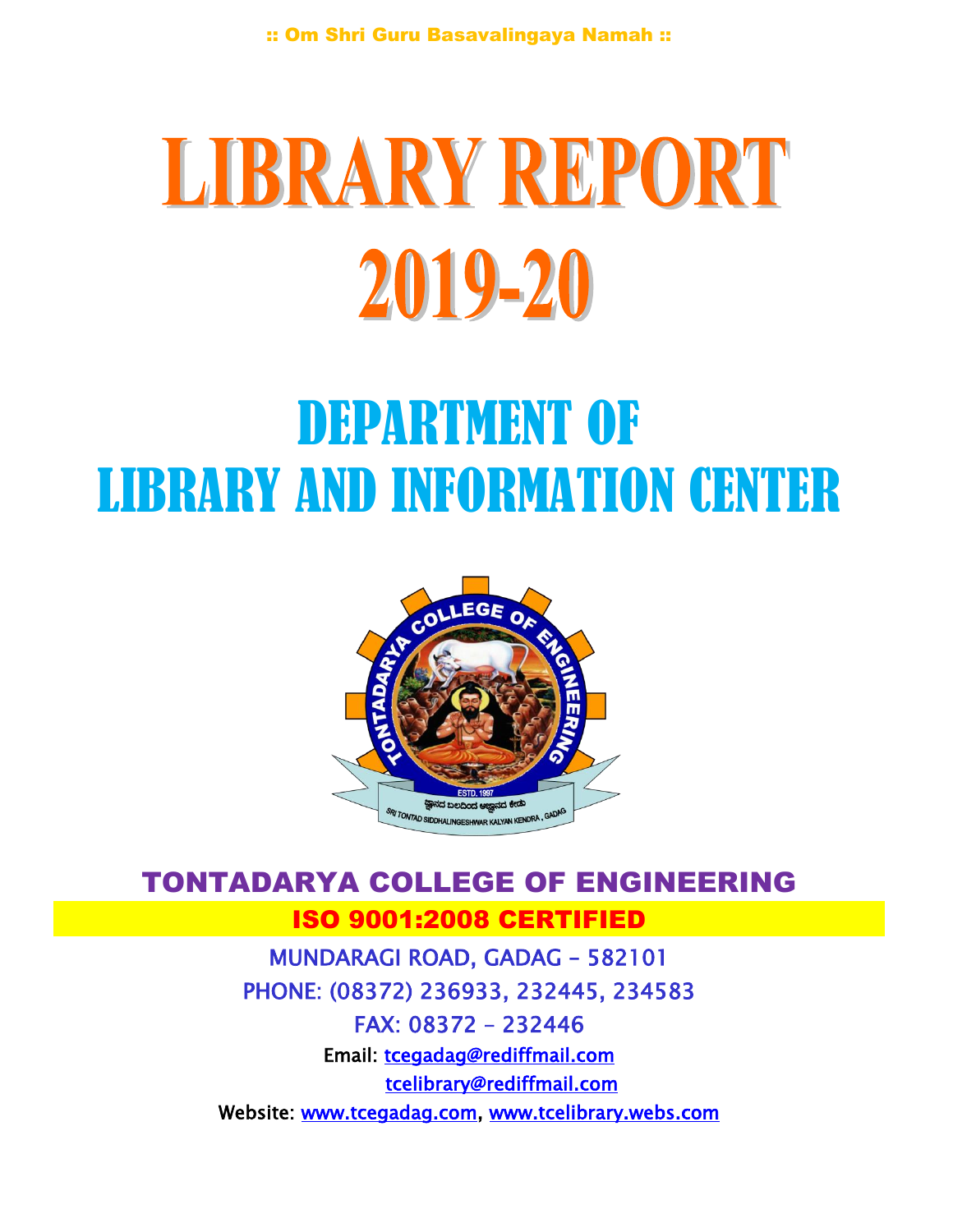:: Om Shri Guru Basavalingaya Namah ::

# LIBRARY REPORT 2019-20

# DEPARTMENT OF LIBRARY AND INFORMATION CENTER

## TONTADARYA COLLEGE OF ENGINEERING

**ISO 9001:2008 CERTIFIED**

MUNDARAGI ROAD, GADAG – 582101

PHONE: (08372) 236933, 232445, 234583

FAX: 08372 – 232446

Email: tcegadag@rediffmail.com

tcelibrary@rediffmail.com

Website: www.tcegadag.com, www.tcelibrary.webs.com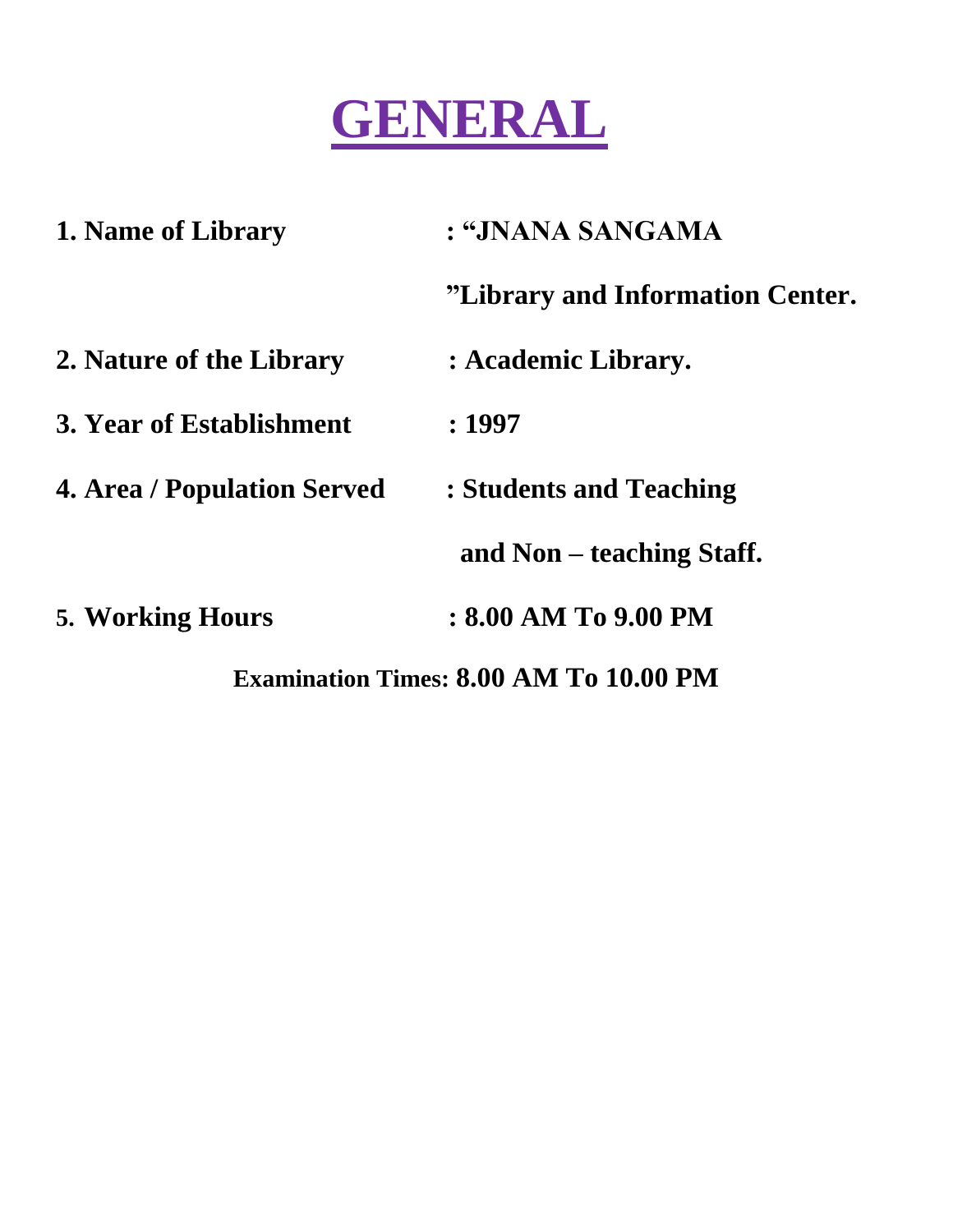# GENERAL

**1. Name of Library** : **"JNANA SANGAMA "Library and Information Center.**

**2. Nature of the Library** : **Academic Library.**

**3. Year of Establishment** : **1997**

**4. Area / Population Served** : **Students and Teaching and Non – teaching Staff.**

**5. Working Hours** : **8.00 AM To 9.00 PM**

**Examination Times: 8.00 AM To 10.00 PM**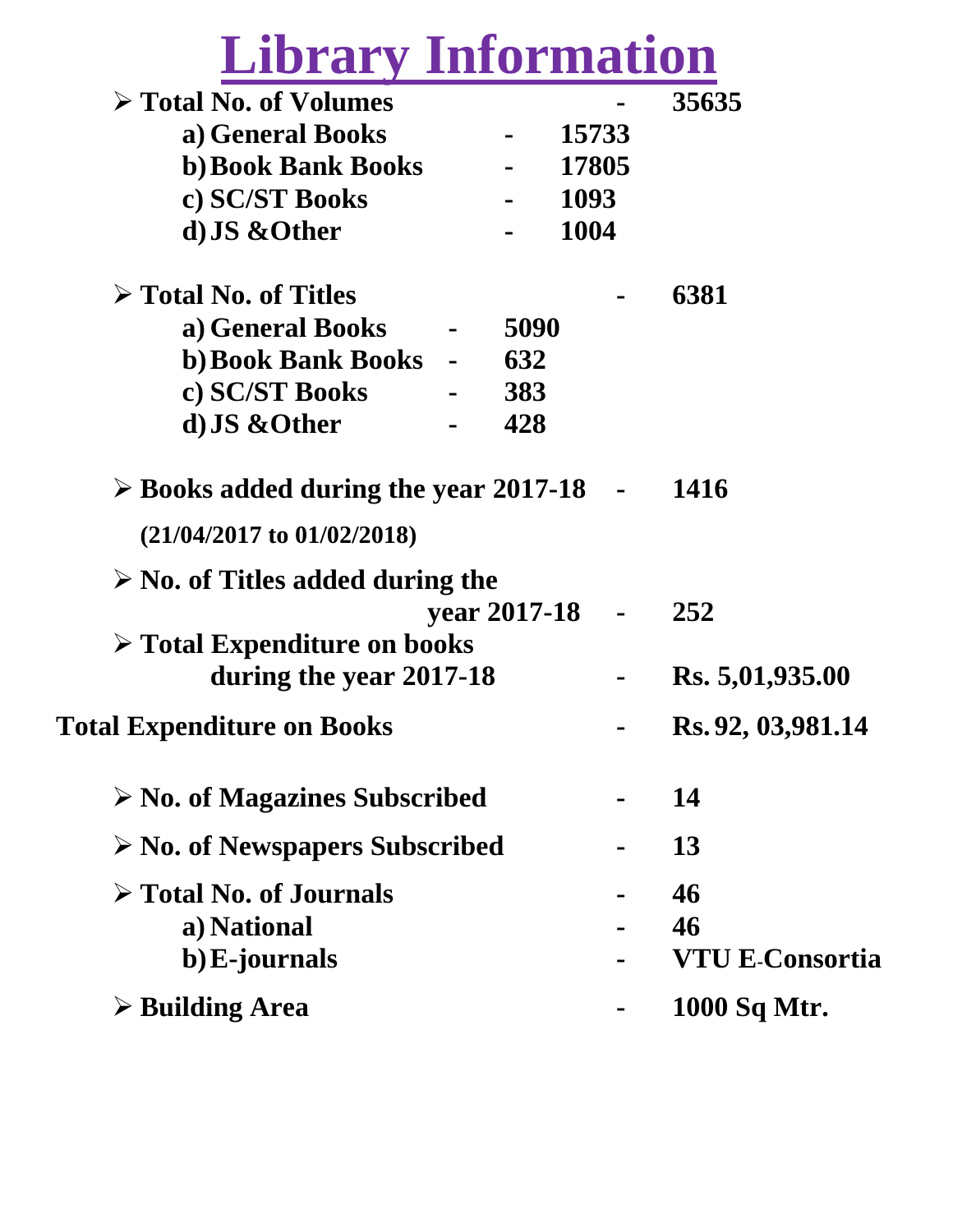# Library Information

- **Total No. of Volumes - 35635**
  - **a) General Books - 15733**
  - **b) Book Bank Books - 17805**
  - **c) SC/ST Books - 1093**
  - **d) JS &Other - 1004**

- **Total No. of Titles - 6381**
  - **a) General Books - 5090**
  - **b) Book Bank Books - 632**
  - **c) SC/ST Books - 383**
  - **d) JS &Other - 428**

- **Books added during the year 2017-18 - 1416**

  **(21/04/2017 to 01/02/2018)**

- **No. of Titles added during the year 2017-18 - 252**
- **Total Expenditure on books during the year 2017-18 - Rs. 5,01,935.00**

**Total Expenditure on Books - Rs. 92, 03,981.14**

- **No. of Magazines Subscribed - 14**
- **No. of Newspapers Subscribed - 13**
- **Total No. of Journals - 46**
  - **a) National - 46**
  - **b) E-journals - VTU E-Consortia**
- **Building Area - 1000 Sq Mtr.**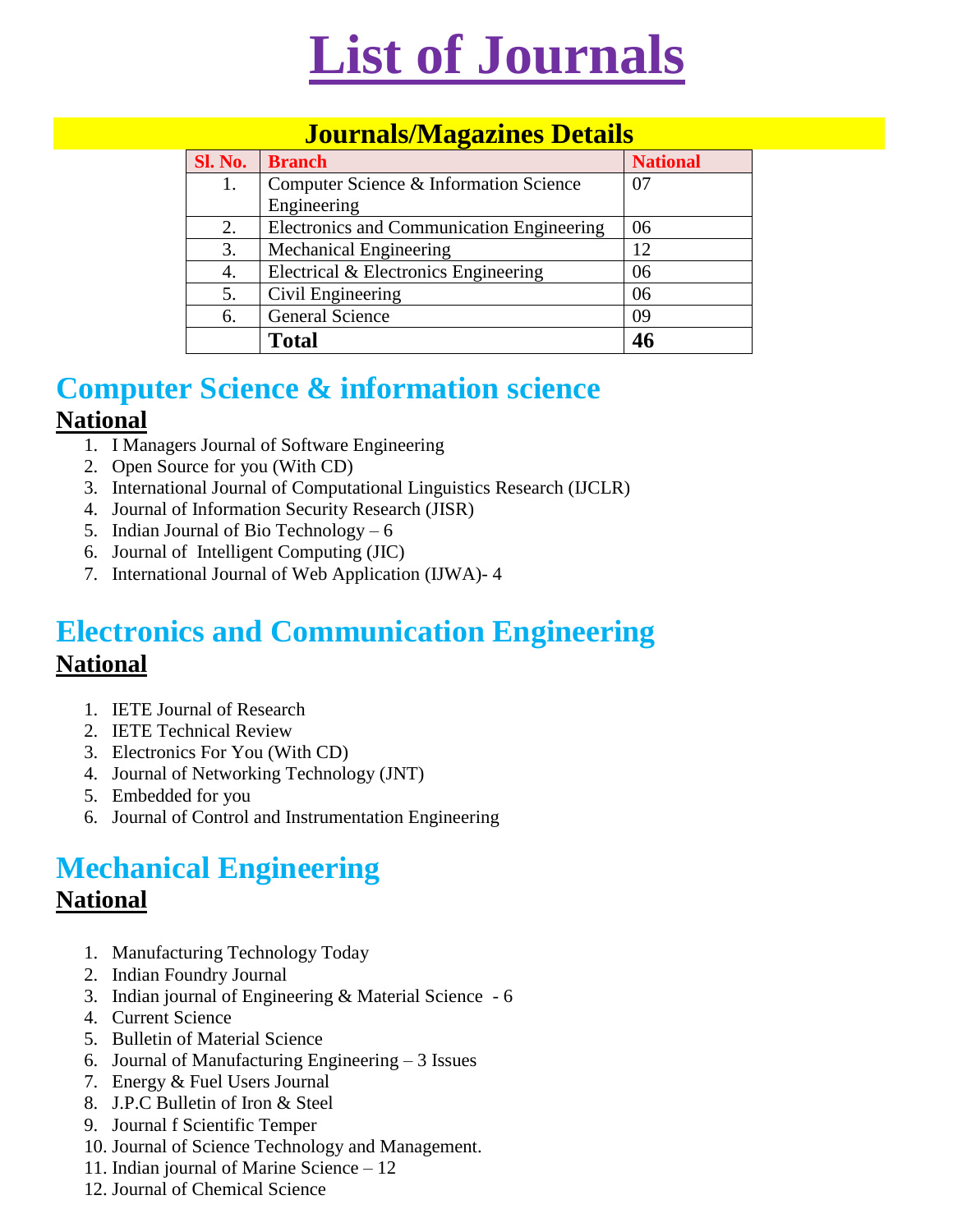# List of Journals

## Journals/Magazines Details

| Sl. No. | Branch | National |
|---|---|---|
| 1. | Computer Science & Information Science Engineering | 07 |
| 2. | Electronics and Communication Engineering | 06 |
| 3. | Mechanical Engineering | 12 |
| 4. | Electrical & Electronics Engineering | 06 |
| 5. | Civil Engineering | 06 |
| 6. | General Science | 09 |
| | **Total** | **46** |

## Computer Science & information science

### National

1. I Managers Journal of Software Engineering
2. Open Source for you (With CD)
3. International Journal of Computational Linguistics Research (IJCLR)
4. Journal of Information Security Research (JISR)
5. Indian Journal of Bio Technology – 6
6. Journal of Intelligent Computing (JIC)
7. International Journal of Web Application (IJWA)- 4

## Electronics and Communication Engineering

### National

1. IETE Journal of Research
2. IETE Technical Review
3. Electronics For You (With CD)
4. Journal of Networking Technology (JNT)
5. Embedded for you
6. Journal of Control and Instrumentation Engineering

## Mechanical Engineering

### National

1. Manufacturing Technology Today
2. Indian Foundry Journal
3. Indian journal of Engineering & Material Science - 6
4. Current Science
5. Bulletin of Material Science
6. Journal of Manufacturing Engineering – 3 Issues
7. Energy & Fuel Users Journal
8. J.P.C Bulletin of Iron & Steel
9. Journal f Scientific Temper
10. Journal of Science Technology and Management.
11. Indian journal of Marine Science – 12
12. Journal of Chemical Science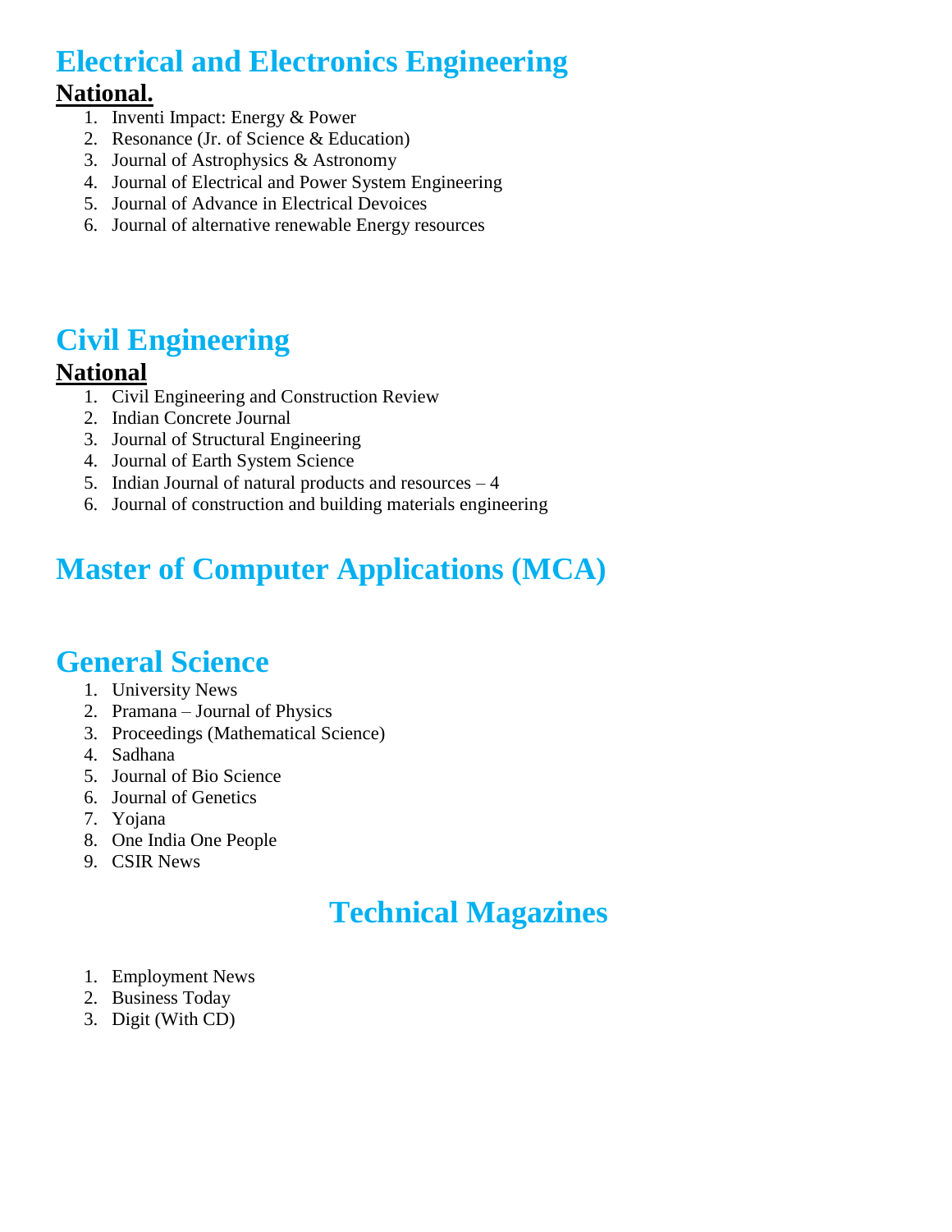# Electrical and Electronics Engineering

## National.

1. Inventi Impact: Energy & Power
2. Resonance (Jr. of Science & Education)
3. Journal of Astrophysics & Astronomy
4. Journal of Electrical and Power System Engineering
5. Journal of Advance in Electrical Devoices
6. Journal of alternative renewable Energy resources

# Civil Engineering

## National

1. Civil Engineering and Construction Review
2. Indian Concrete Journal
3. Journal of Structural Engineering
4. Journal of Earth System Science
5. Indian Journal of natural products and resources – 4
6. Journal of construction and building materials engineering

# Master of Computer Applications (MCA)

# General Science

1. University News
2. Pramana – Journal of Physics
3. Proceedings (Mathematical Science)
4. Sadhana
5. Journal of Bio Science
6. Journal of Genetics
7. Yojana
8. One India One People
9. CSIR News

# Technical Magazines

1. Employment News
2. Business Today
3. Digit (With CD)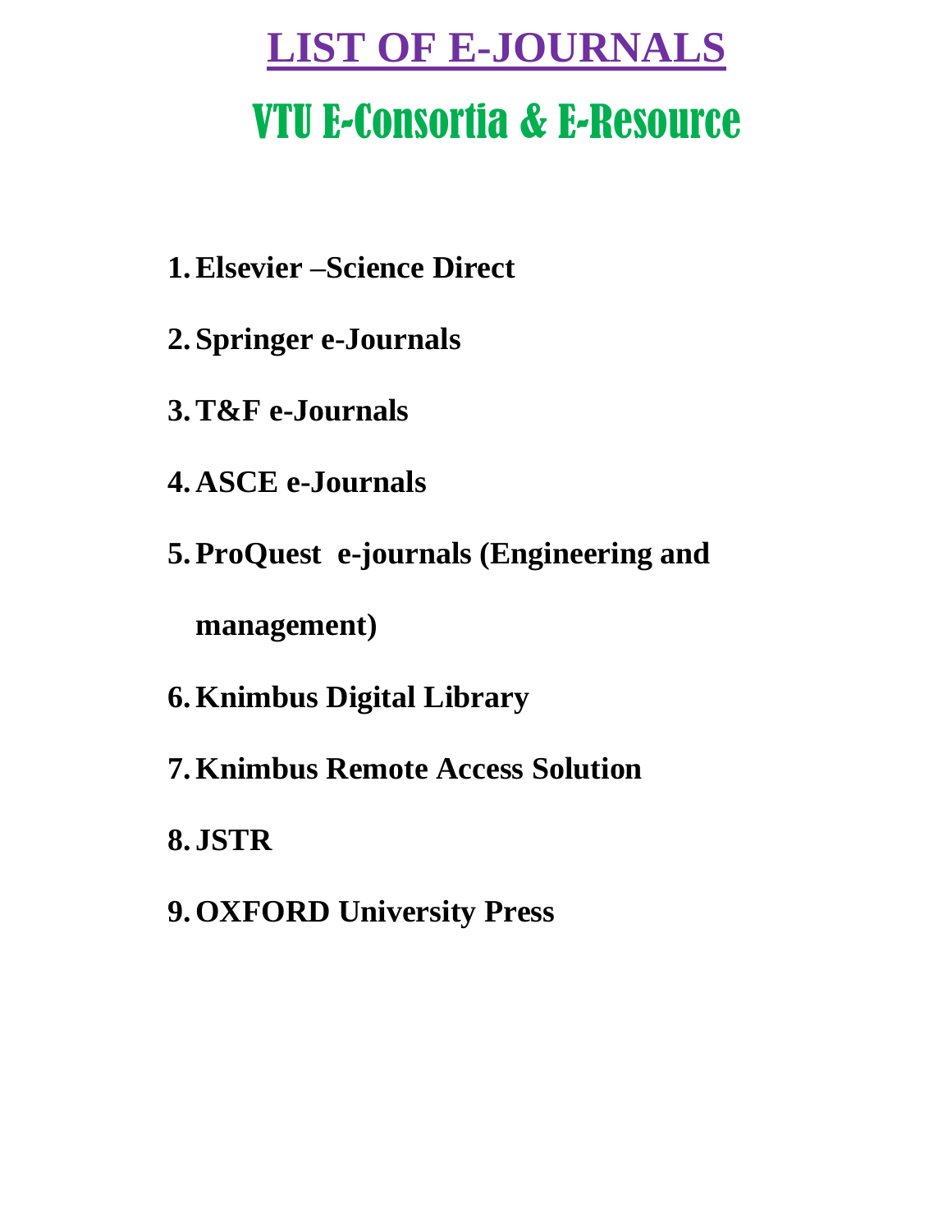# LIST OF E-JOURNALS

## VTU E-Consortia & E-Resource

1. **Elsevier –Science Direct**
2. **Springer e-Journals**
3. **T&F e-Journals**
4. **ASCE e-Journals**
5. **ProQuest e-journals (Engineering and management)**
6. **Knimbus Digital Library**
7. **Knimbus Remote Access Solution**
8. **JSTR**
9. **OXFORD University Press**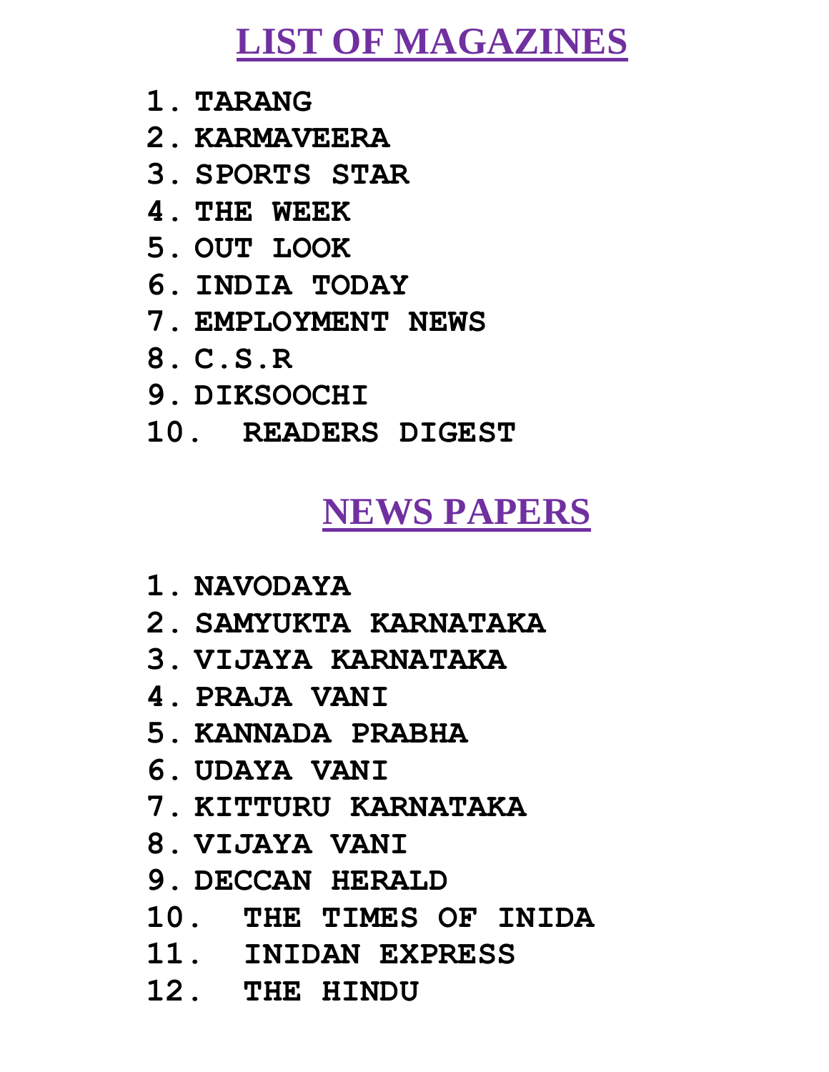# LIST OF MAGAZINES

1. TARANG
2. KARMAVEERA
3. SPORTS STAR
4. THE WEEK
5. OUT LOOK
6. INDIA TODAY
7. EMPLOYMENT NEWS
8. C.S.R
9. DIKSOOCHI
10. READERS DIGEST

# NEWS PAPERS

1. NAVODAYA
2. SAMYUKTA KARNATAKA
3. VIJAYA KARNATAKA
4. PRAJA VANI
5. KANNADA PRABHA
6. UDAYA VANI
7. KITTURU KARNATAKA
8. VIJAYA VANI
9. DECCAN HERALD
10. THE TIMES OF INIDA
11. INIDAN EXPRESS
12. THE HINDU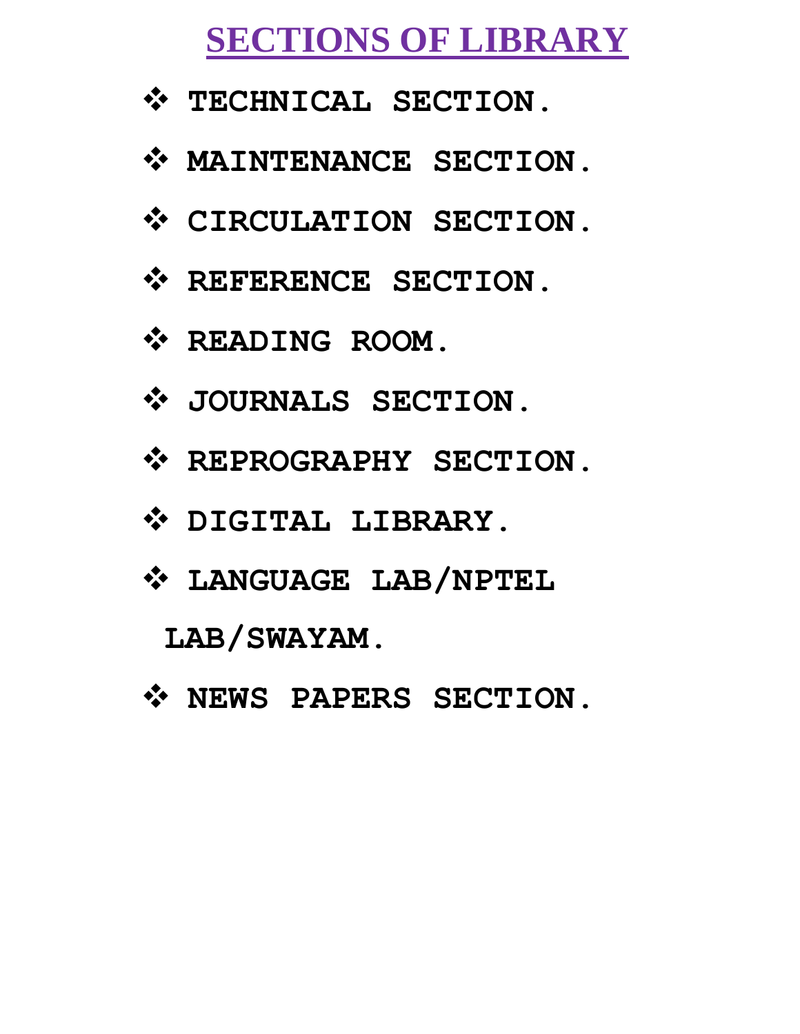# SECTIONS OF LIBRARY

- **TECHNICAL SECTION.**
- **MAINTENANCE SECTION.**
- **CIRCULATION SECTION.**
- **REFERENCE SECTION.**
- **READING ROOM.**
- **JOURNALS SECTION.**
- **REPROGRAPHY SECTION.**
- **DIGITAL LIBRARY.**
- **LANGUAGE LAB/NPTEL LAB/SWAYAM.**
- **NEWS PAPERS SECTION.**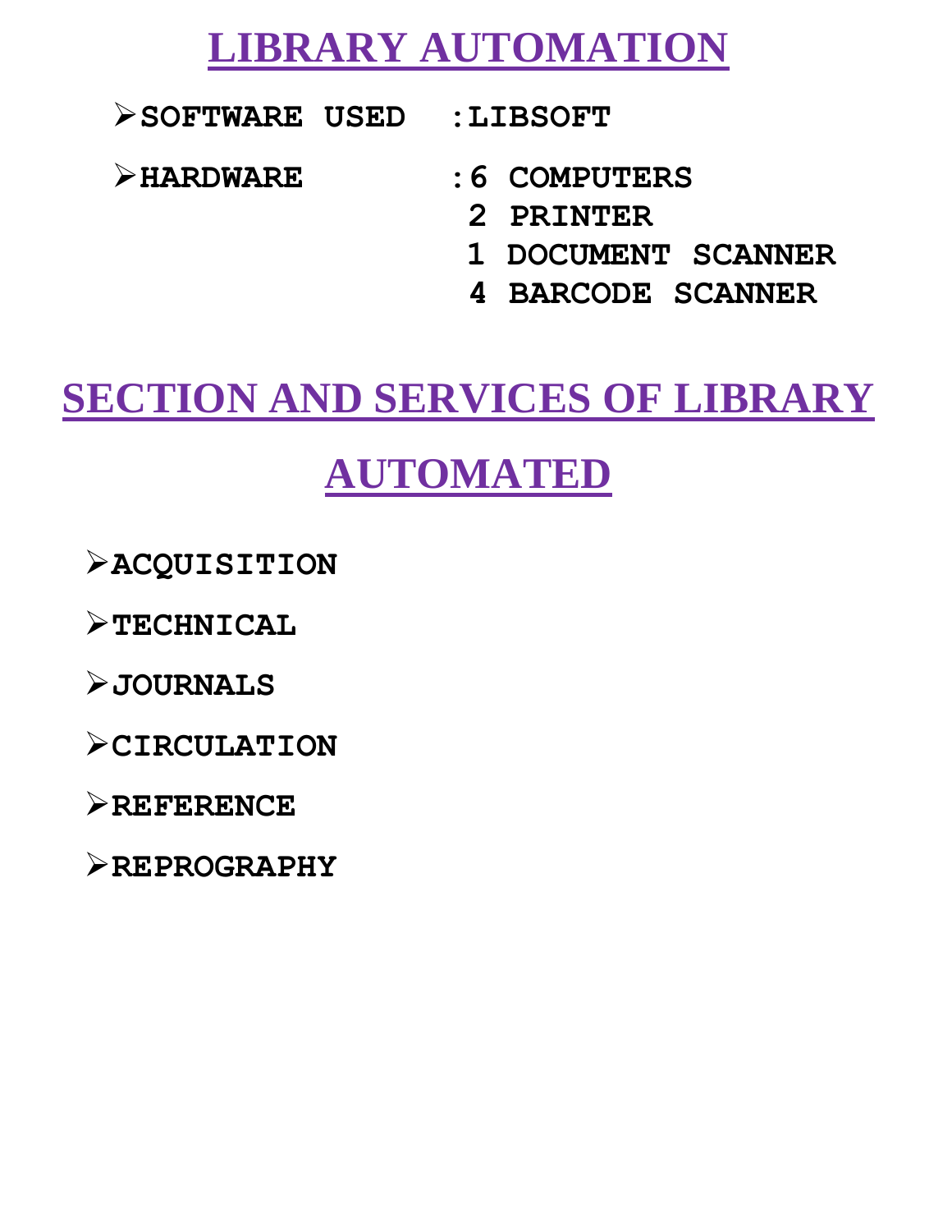# LIBRARY AUTOMATION

- **SOFTWARE USED : LIBSOFT**
- **HARDWARE : 6 COMPUTERS**
  **2 PRINTER**
  **1 DOCUMENT SCANNER**
  **4 BARCODE SCANNER**

# SECTION AND SERVICES OF LIBRARY AUTOMATED

- **ACQUISITION**
- **TECHNICAL**
- **JOURNALS**
- **CIRCULATION**
- **REFERENCE**
- **REPROGRAPHY**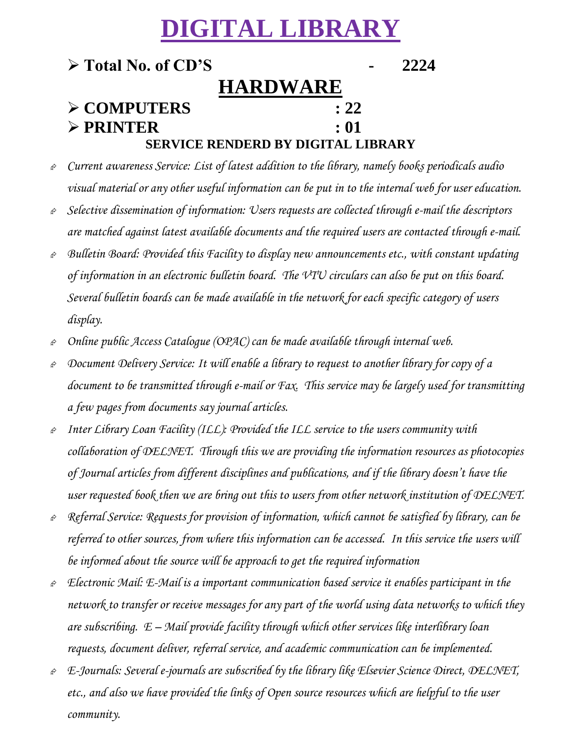# DIGITAL LIBRARY

- **Total No. of CD'S - 2224**

## HARDWARE

- **COMPUTERS : 22**
- **PRINTER : 01**

### SERVICE RENDERD BY DIGITAL LIBRARY

- *Current awareness Service: List of latest addition to the library, namely books periodicals audio visual material or any other useful information can be put in to the internal web for user education.*
- *Selective dissemination of information: Users requests are collected through e-mail the descriptors are matched against latest available documents and the required users are contacted through e-mail.*
- *Bulletin Board: Provided this Facility to display new announcements etc., with constant updating of information in an electronic bulletin board. The VTU circulars can also be put on this board. Several bulletin boards can be made available in the network for each specific category of users display.*
- *Online public Access Catalogue (OPAC) can be made available through internal web.*
- *Document Delivery Service: It will enable a library to request to another library for copy of a document to be transmitted through e-mail or Fax. This service may be largely used for transmitting a few pages from documents say journal articles.*
- *Inter Library Loan Facility (ILL): Provided the ILL service to the users community with collaboration of DELNET. Through this we are providing the information resources as photocopies of Journal articles from different disciplines and publications, and if the library doesn't have the user requested book then we are bring out this to users from other network institution of DELNET.*
- *Referral Service: Requests for provision of information, which cannot be satisfied by library, can be referred to other sources, from where this information can be accessed. In this service the users will be informed about the source will be approach to get the required information*
- *Electronic Mail: E-Mail is a important communication based service it enables participant in the network to transfer or receive messages for any part of the world using data networks to which they are subscribing. E – Mail provide facility through which other services like interlibrary loan requests, document deliver, referral service, and academic communication can be implemented.*
- *E-Journals: Several e-journals are subscribed by the library like Elsevier Science Direct, DELNET, etc., and also we have provided the links of Open source resources which are helpful to the user community.*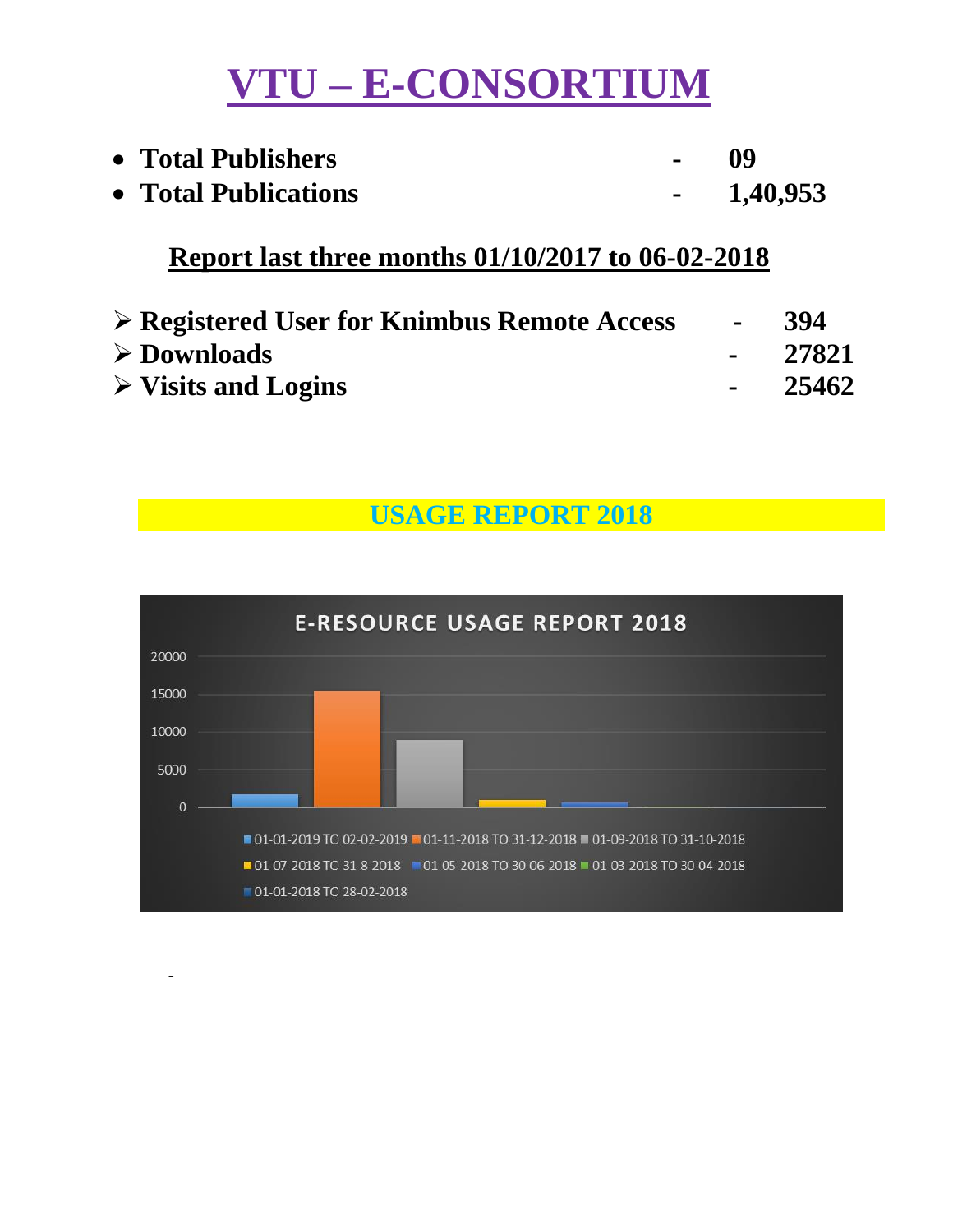# VTU – E-CONSORTIUM

- **Total Publishers - 09**
- **Total Publications - 1,40,953**

## Report last three months 01/10/2017 to 06-02-2018

- ➢ **Registered User for Knimbus Remote Access - 394**
- ➢ **Downloads - 27821**
- ➢ **Visits and Logins - 25462**

## USAGE REPORT 2018

**E-RESOURCE USAGE REPORT 2018**

| Period | Approximate value |
| --- | --- |
| 01-01-2019 TO 02-02-2019 | ~1700 |
| 01-11-2018 TO 31-12-2018 | ~15400 |
| 01-09-2018 TO 31-10-2018 | ~8900 |
| 01-07-2018 TO 31-8-2018 | ~1000 |
| 01-05-2018 TO 30-06-2018 | ~600 |
| 01-03-2018 TO 30-04-2018 | ~100 |
| 01-01-2018 TO 28-02-2018 | ~50 |

Values are approximate, read from a bar chart (y-axis 0–20000); the chart does not label exact figures.

-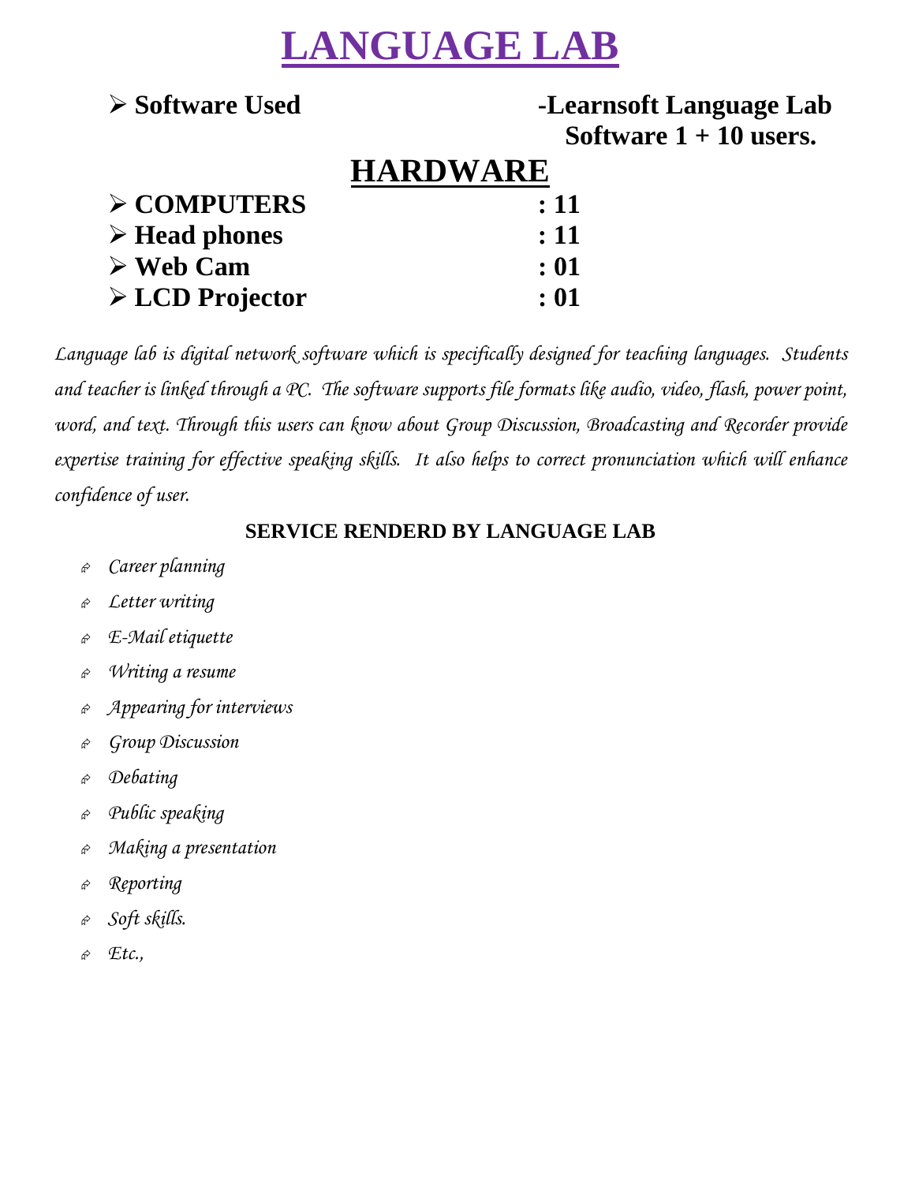# LANGUAGE LAB

- **Software Used** **-Learnsoft Language Lab Software 1 + 10 users.**

## HARDWARE

- **COMPUTERS : 11**
- **Head phones : 11**
- **Web Cam : 01**
- **LCD Projector : 01**

*Language lab is digital network software which is specifically designed for teaching languages. Students and teacher is linked through a PC. The software supports file formats like audio, video, flash, power point, word, and text. Through this users can know about Group Discussion, Broadcasting and Recorder provide expertise training for effective speaking skills. It also helps to correct pronunciation which will enhance confidence of user.*

### SERVICE RENDERD BY LANGUAGE LAB

- *Career planning*
- *Letter writing*
- *E-Mail etiquette*
- *Writing a resume*
- *Appearing for interviews*
- *Group Discussion*
- *Debating*
- *Public speaking*
- *Making a presentation*
- *Reporting*
- *Soft skills.*
- *Etc.,*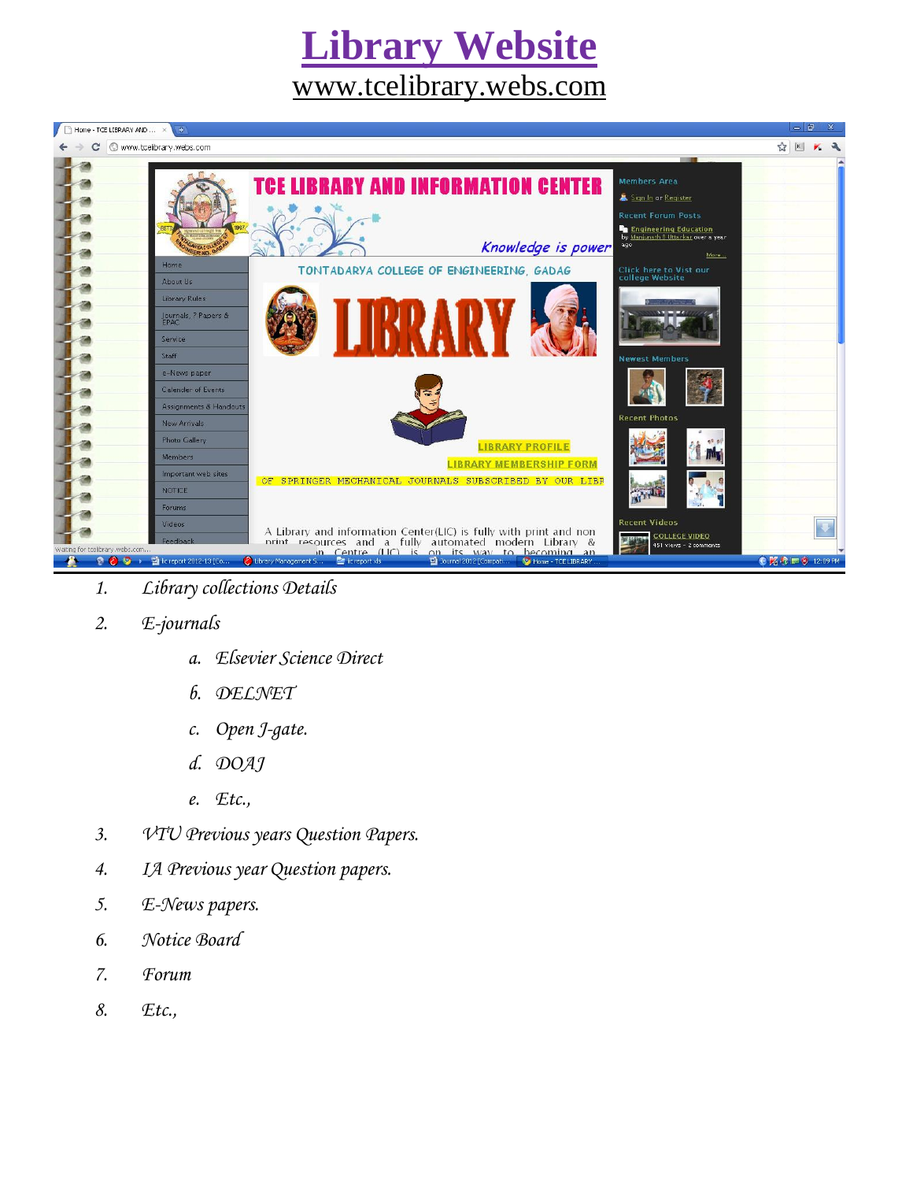# Library Website

www.tcelibrary.webs.com

1. *Library collections Details*
2. *E-journals*
   a. *Elsevier Science Direct*
   b. *DELNET*
   c. *Open J-gate.*
   d. *DOAJ*
   e. *Etc.,*
3. *VTU Previous years Question Papers.*
4. *IA Previous year Question papers.*
5. *E-News papers.*
6. *Notice Board*
7. *Forum*
8. *Etc.,*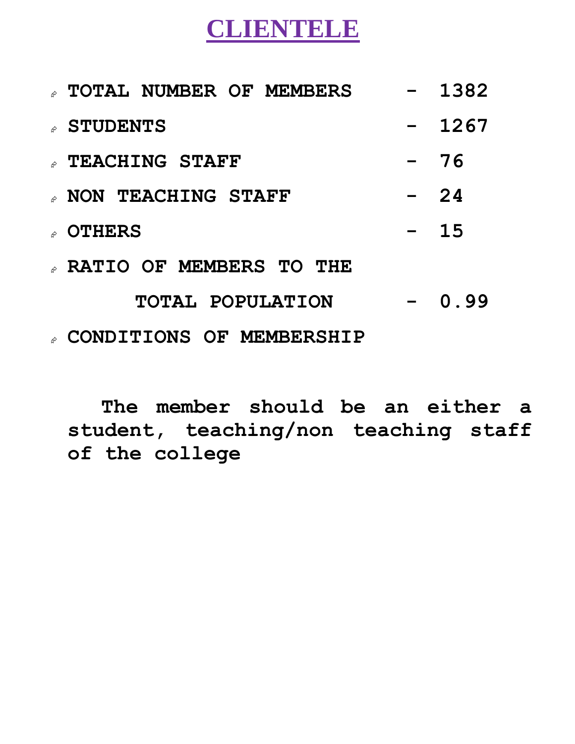# CLIENTELE

- **TOTAL NUMBER OF MEMBERS - 1382**
- **STUDENTS - 1267**
- **TEACHING STAFF - 76**
- **NON TEACHING STAFF - 24**
- **OTHERS - 15**
- **RATIO OF MEMBERS TO THE TOTAL POPULATION - 0.99**
- **CONDITIONS OF MEMBERSHIP**

**The member should be an either a student, teaching/non teaching staff of the college**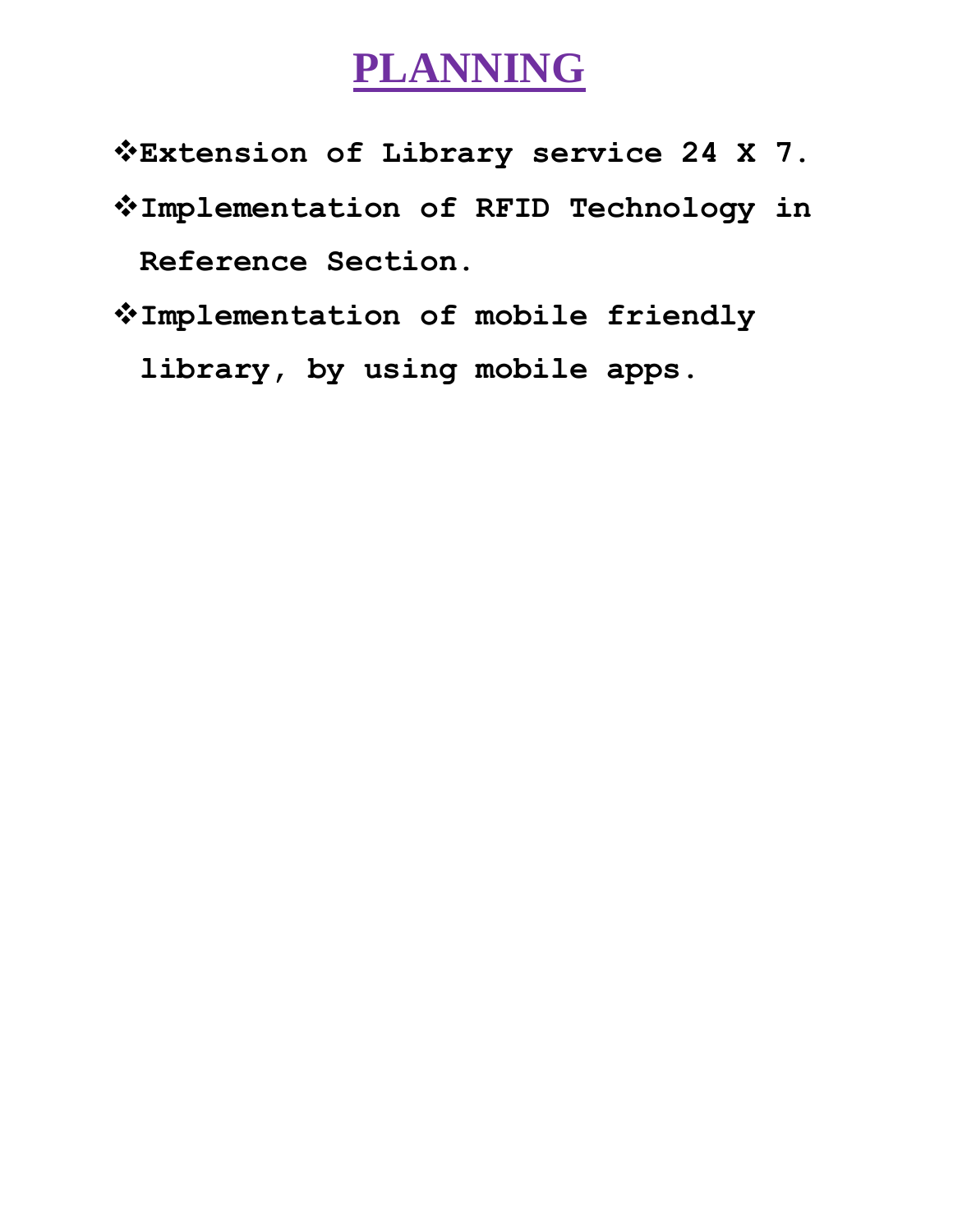# PLANNING

- **Extension of Library service 24 X 7.**
- **Implementation of RFID Technology in Reference Section.**
- **Implementation of mobile friendly library, by using mobile apps.**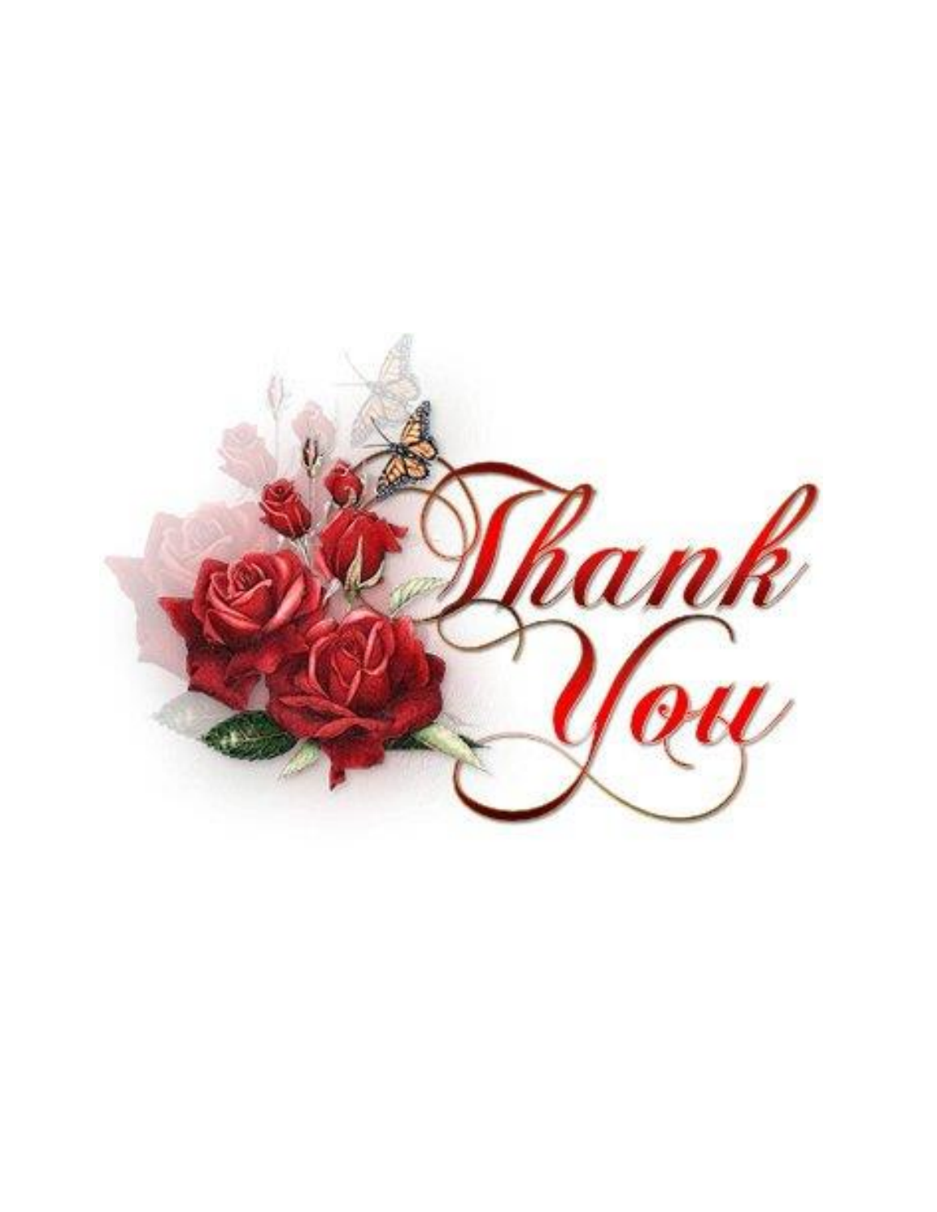Thank You